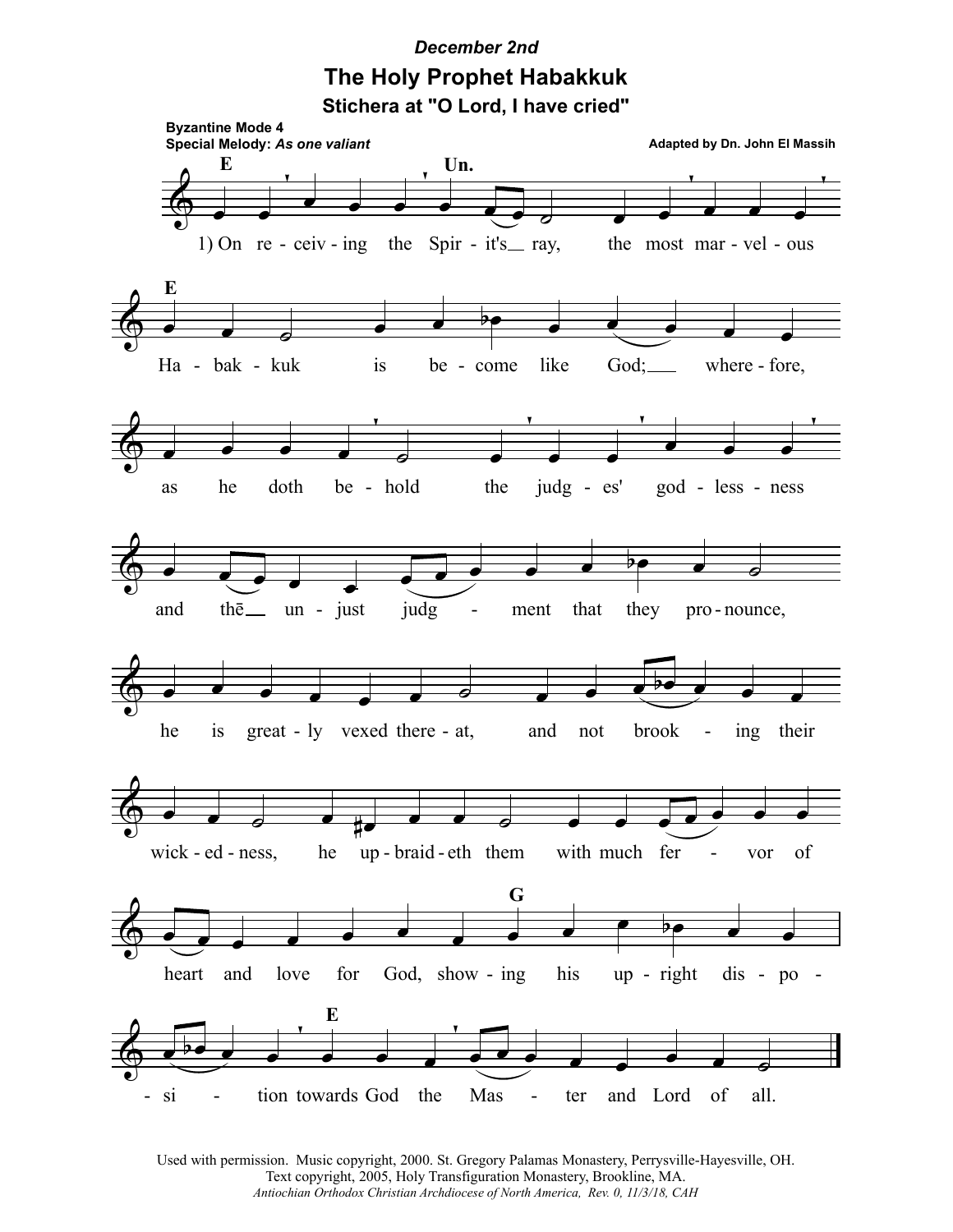*December 2nd*

# The Holy Prophet Habakkuk

## Stichera at "O Lord, I have cried"

**Byzantine Mode 4**
**Special Melody:** ***As one valiant***

**Adapted by Dn. John El Massih**

1) On receiving the Spirit's ray, the most marvelous Habakkuk is become like God; wherefore, as he doth behold the judges' godlessness and the unjust judgment that they pronounce, he is greatly vexed thereat, and not brooking their wickedness, he upbraideth them with much fervor of heart and love for God, showing his upright disposition towards God the Master and Lord of all.

Used with permission. Music copyright, 2000. St. Gregory Palamas Monastery, Perrysville-Hayesville, OH.
Text copyright, 2005, Holy Transfiguration Monastery, Brookline, MA.
*Antiochian Orthodox Christian Archdiocese of North America, Rev. 0, 11/3/18, CAH*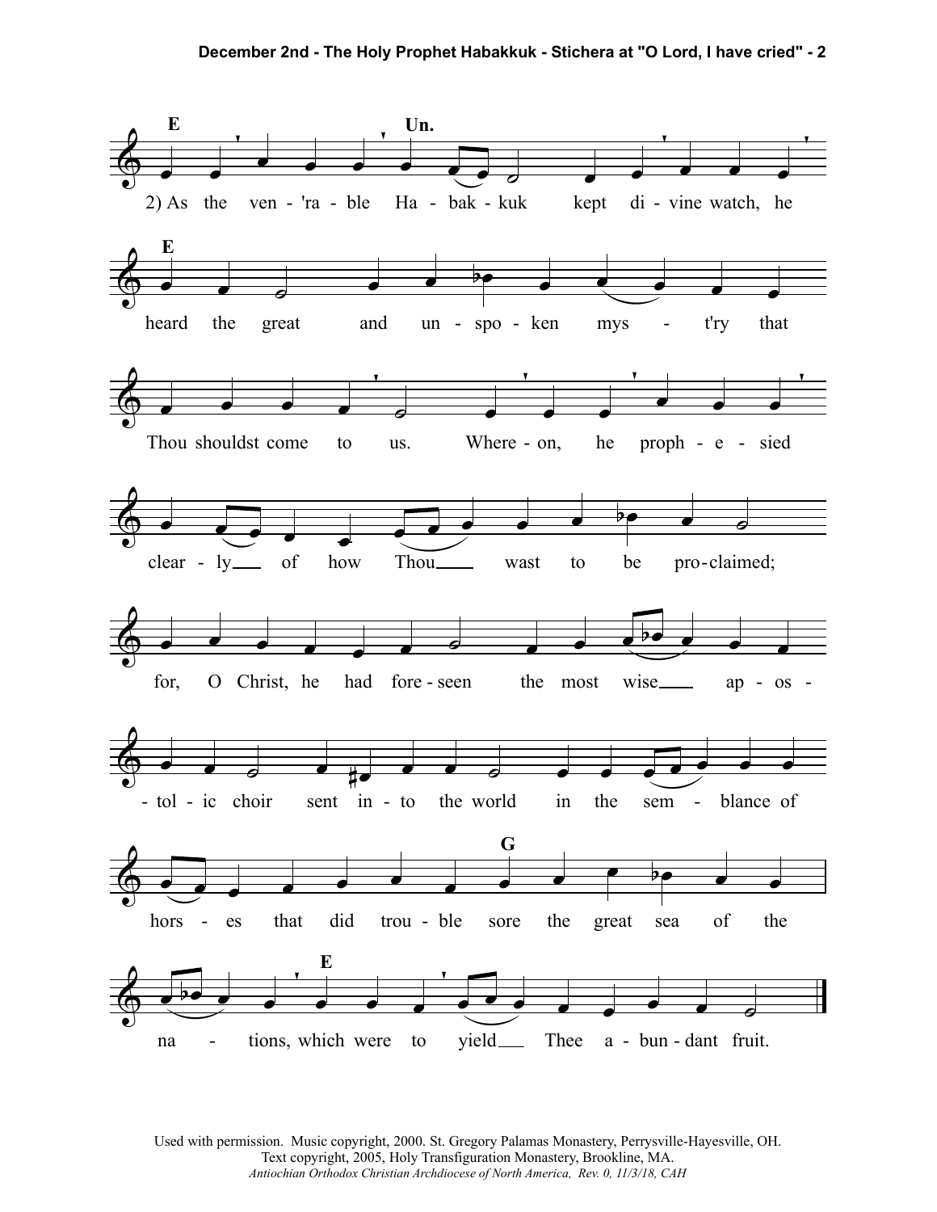2) As the ven-'ra-ble Ha-bak-kuk kept di-vine watch, he heard the great and un-spo-ken mys-t'ry that Thou shouldst come to us. Where-on, he proph-e-sied clear-ly of how Thou wast to be pro-claimed; for, O Christ, he had fore-seen the most wise ap-os-tol-ic choir sent in-to the world in the sem-blance of hors-es that did trou-ble sore the great sea of the na-tions, which were to yield Thee a-bun-dant fruit.

Used with permission. Music copyright, 2000. St. Gregory Palamas Monastery, Perrysville-Hayesville, OH.
Text copyright, 2005, Holy Transfiguration Monastery, Brookline, MA.
*Antiochian Orthodox Christian Archdiocese of North America, Rev. 0, 11/3/18, CAH*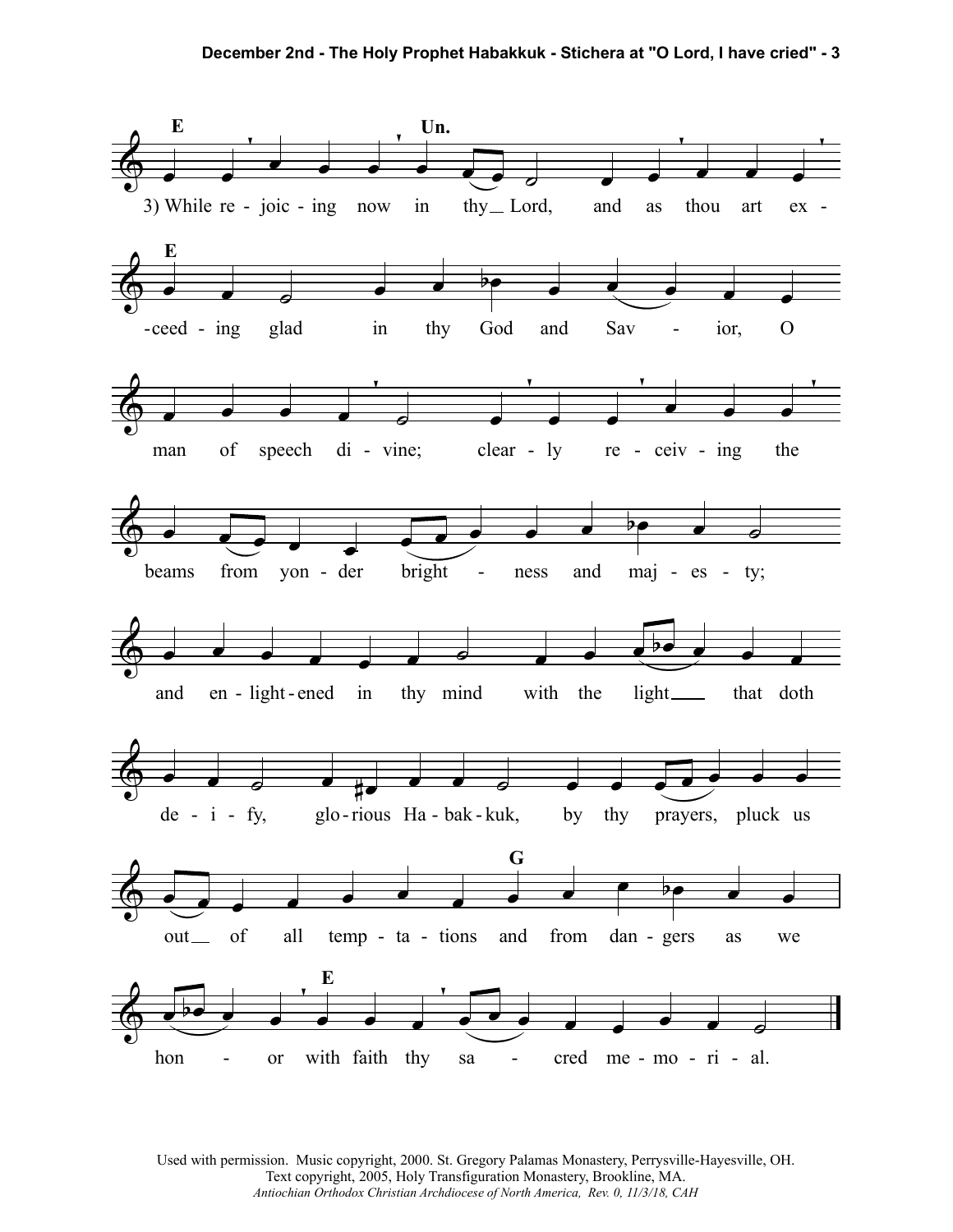3) While re - joic - ing now in thy_ Lord, and as thou art ex - -ceed - ing glad in thy God and Sav - ior, O man of speech di - vine; clear - ly re - ceiv - ing the beams from yon - der bright - ness and maj - es - ty; and en - light - ened in thy mind with the light___ that doth de - i - fy, glo - rious Ha - bak - kuk, by thy prayers, pluck us out__ of all temp - ta - tions and from dan - gers as we hon - or with faith thy sa - cred me - mo - ri - al.

Used with permission. Music copyright, 2000. St. Gregory Palamas Monastery, Perrysville-Hayesville, OH.
Text copyright, 2005, Holy Transfiguration Monastery, Brookline, MA.
*Antiochian Orthodox Christian Archdiocese of North America, Rev. 0, 11/3/18, CAH*